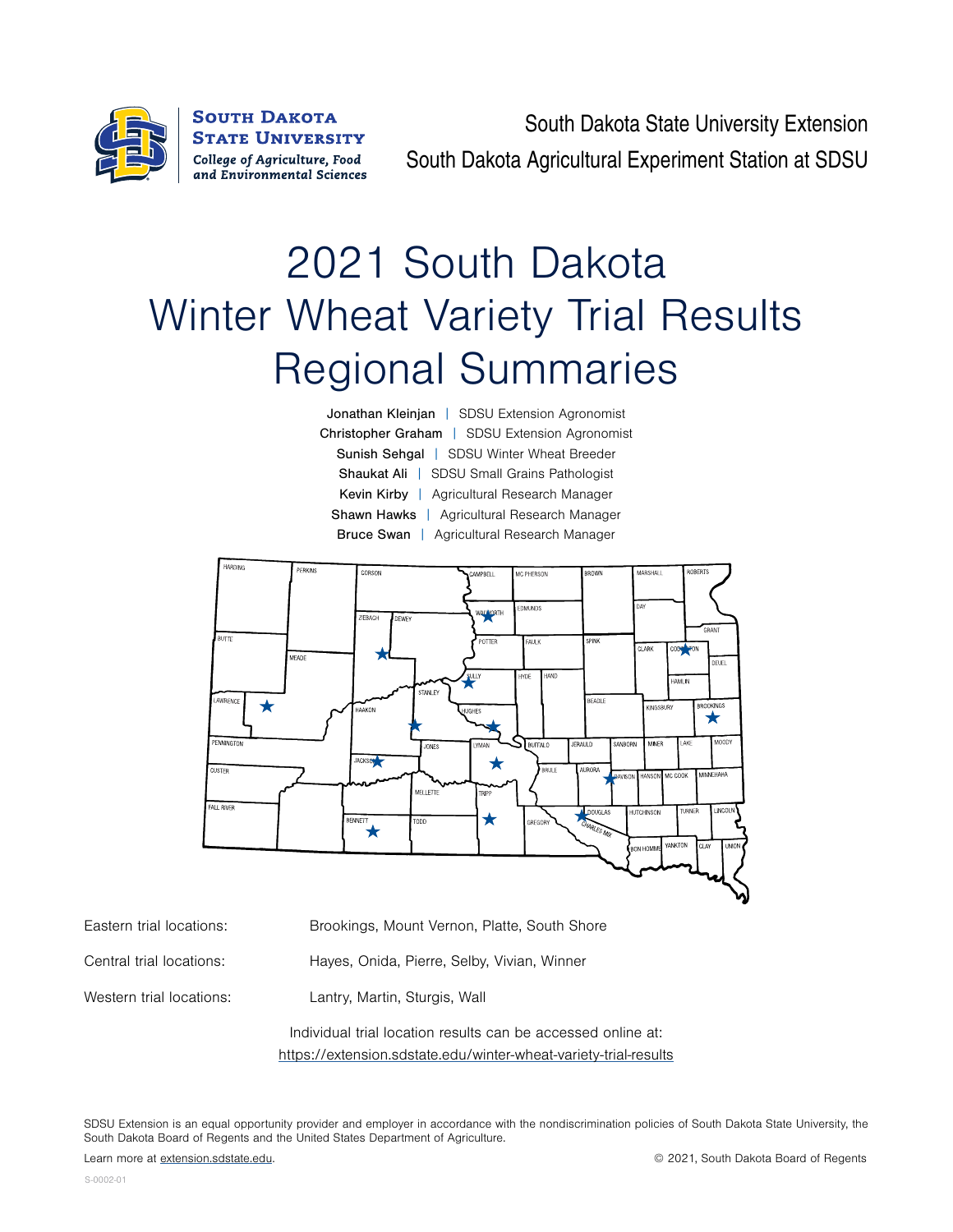South Dakota State University Extension

South Dakota Agricultural Experiment Station at SDSU

# 2021 South Dakota Winter Wheat Variety Trial Results Regional Summaries

Jonathan Kleinjan | SDSU Extension Agronomist
Christopher Graham | SDSU Extension Agronomist
Sunish Sehgal | SDSU Winter Wheat Breeder
Shaukat Ali | SDSU Small Grains Pathologist
Kevin Kirby | Agricultural Research Manager
Shawn Hawks | Agricultural Research Manager
Bruce Swan | Agricultural Research Manager

Eastern trial locations: Brookings, Mount Vernon, Platte, South Shore

Central trial locations: Hayes, Onida, Pierre, Selby, Vivian, Winner

Western trial locations: Lantry, Martin, Sturgis, Wall

Individual trial location results can be accessed online at:
https://extension.sdstate.edu/winter-wheat-variety-trial-results

SDSU Extension is an equal opportunity provider and employer in accordance with the nondiscrimination policies of South Dakota State University, the South Dakota Board of Regents and the United States Department of Agriculture.

Learn more at extension.sdstate.edu.

© 2021, South Dakota Board of Regents

S-0002-01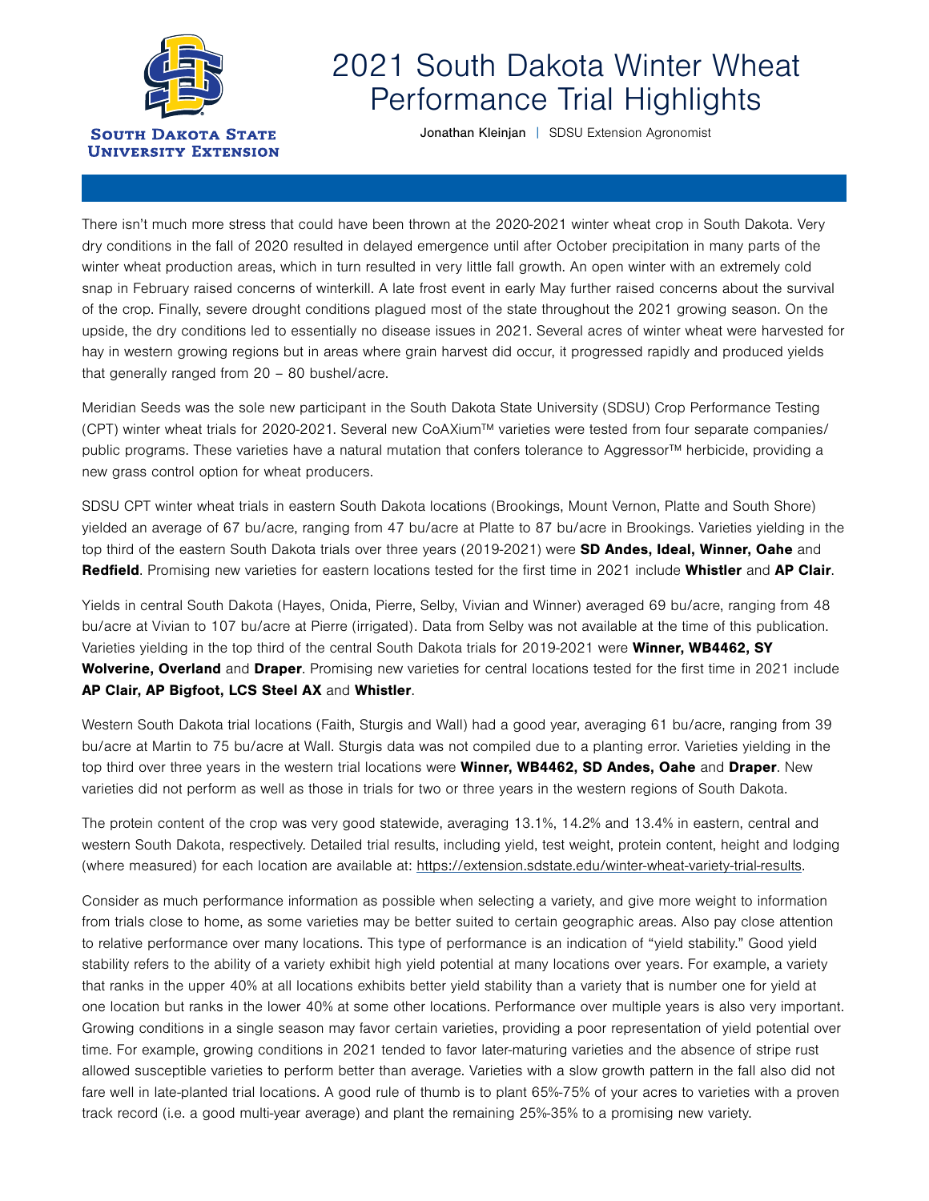# 2021 South Dakota Winter Wheat Performance Trial Highlights

**Jonathan Kleinjan** | SDSU Extension Agronomist

There isn't much more stress that could have been thrown at the 2020-2021 winter wheat crop in South Dakota. Very dry conditions in the fall of 2020 resulted in delayed emergence until after October precipitation in many parts of the winter wheat production areas, which in turn resulted in very little fall growth. An open winter with an extremely cold snap in February raised concerns of winterkill. A late frost event in early May further raised concerns about the survival of the crop. Finally, severe drought conditions plagued most of the state throughout the 2021 growing season. On the upside, the dry conditions led to essentially no disease issues in 2021. Several acres of winter wheat were harvested for hay in western growing regions but in areas where grain harvest did occur, it progressed rapidly and produced yields that generally ranged from 20 – 80 bushel/acre.

Meridian Seeds was the sole new participant in the South Dakota State University (SDSU) Crop Performance Testing (CPT) winter wheat trials for 2020-2021. Several new CoAXium™ varieties were tested from four separate companies/public programs. These varieties have a natural mutation that confers tolerance to Aggressor™ herbicide, providing a new grass control option for wheat producers.

SDSU CPT winter wheat trials in eastern South Dakota locations (Brookings, Mount Vernon, Platte and South Shore) yielded an average of 67 bu/acre, ranging from 47 bu/acre at Platte to 87 bu/acre in Brookings. Varieties yielding in the top third of the eastern South Dakota trials over three years (2019-2021) were **SD Andes, Ideal, Winner, Oahe** and **Redfield**. Promising new varieties for eastern locations tested for the first time in 2021 include **Whistler** and **AP Clair**.

Yields in central South Dakota (Hayes, Onida, Pierre, Selby, Vivian and Winner) averaged 69 bu/acre, ranging from 48 bu/acre at Vivian to 107 bu/acre at Pierre (irrigated). Data from Selby was not available at the time of this publication. Varieties yielding in the top third of the central South Dakota trials for 2019-2021 were **Winner, WB4462, SY Wolverine, Overland** and **Draper**. Promising new varieties for central locations tested for the first time in 2021 include **AP Clair, AP Bigfoot, LCS Steel AX** and **Whistler**.

Western South Dakota trial locations (Faith, Sturgis and Wall) had a good year, averaging 61 bu/acre, ranging from 39 bu/acre at Martin to 75 bu/acre at Wall. Sturgis data was not compiled due to a planting error. Varieties yielding in the top third over three years in the western trial locations were **Winner, WB4462, SD Andes, Oahe** and **Draper**. New varieties did not perform as well as those in trials for two or three years in the western regions of South Dakota.

The protein content of the crop was very good statewide, averaging 13.1%, 14.2% and 13.4% in eastern, central and western South Dakota, respectively. Detailed trial results, including yield, test weight, protein content, height and lodging (where measured) for each location are available at: https://extension.sdstate.edu/winter-wheat-variety-trial-results.

Consider as much performance information as possible when selecting a variety, and give more weight to information from trials close to home, as some varieties may be better suited to certain geographic areas. Also pay close attention to relative performance over many locations. This type of performance is an indication of "yield stability." Good yield stability refers to the ability of a variety exhibit high yield potential at many locations over years. For example, a variety that ranks in the upper 40% at all locations exhibits better yield stability than a variety that is number one for yield at one location but ranks in the lower 40% at some other locations. Performance over multiple years is also very important. Growing conditions in a single season may favor certain varieties, providing a poor representation of yield potential over time. For example, growing conditions in 2021 tended to favor later-maturing varieties and the absence of stripe rust allowed susceptible varieties to perform better than average. Varieties with a slow growth pattern in the fall also did not fare well in late-planted trial locations. A good rule of thumb is to plant 65%-75% of your acres to varieties with a proven track record (i.e. a good multi-year average) and plant the remaining 25%-35% to a promising new variety.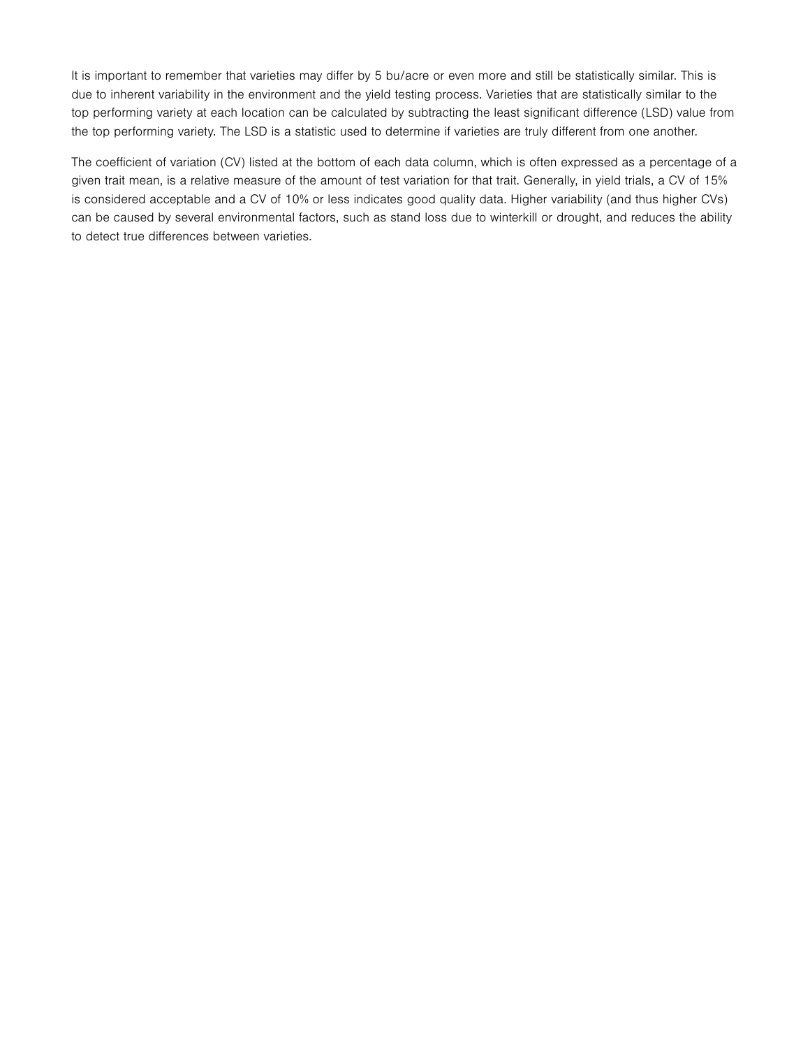It is important to remember that varieties may differ by 5 bu/acre or even more and still be statistically similar. This is due to inherent variability in the environment and the yield testing process. Varieties that are statistically similar to the top performing variety at each location can be calculated by subtracting the least significant difference (LSD) value from the top performing variety. The LSD is a statistic used to determine if varieties are truly different from one another.

The coefficient of variation (CV) listed at the bottom of each data column, which is often expressed as a percentage of a given trait mean, is a relative measure of the amount of test variation for that trait. Generally, in yield trials, a CV of 15% is considered acceptable and a CV of 10% or less indicates good quality data. Higher variability (and thus higher CVs) can be caused by several environmental factors, such as stand loss due to winterkill or drought, and reduces the ability to detect true differences between varieties.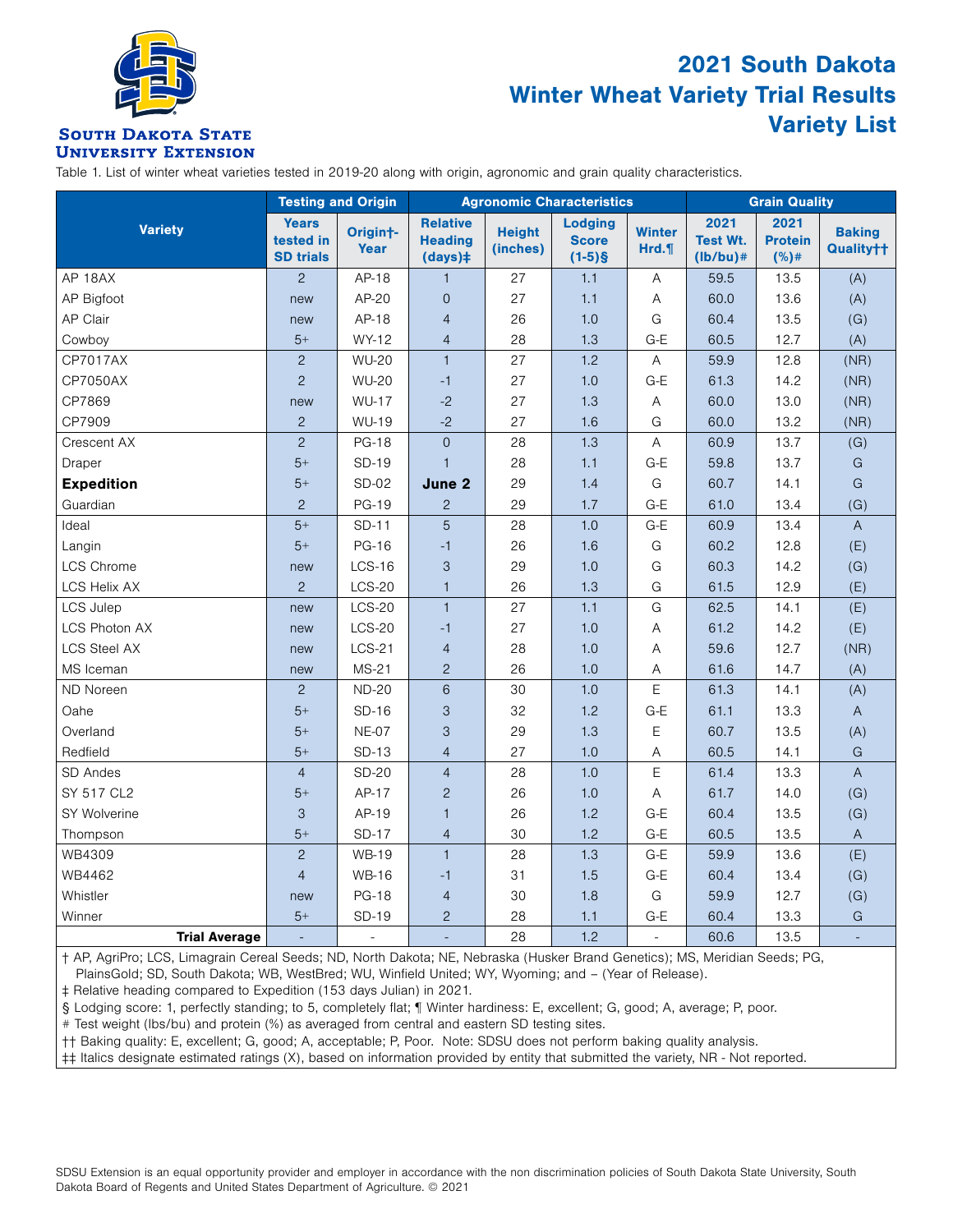# 2021 South Dakota Winter Wheat Variety Trial Results Variety List

SOUTH DAKOTA STATE UNIVERSITY EXTENSION

Table 1. List of winter wheat varieties tested in 2019-20 along with origin, agronomic and grain quality characteristics.

| Variety | Testing and Origin | | Agronomic Characteristics | | | | Grain Quality | | |
|---|---|---|---|---|---|---|---|---|---|
| | Years tested in SD trials | Origin†-Year | Relative Heading (days)‡ | Height (inches) | Lodging Score (1-5)§ | Winter Hrd.¶ | 2021 Test Wt. (lb/bu)# | 2021 Protein (%)# | Baking Quality†† |
| AP 18AX | 2 | AP-18 | 1 | 27 | 1.1 | A | 59.5 | 13.5 | (A) |
| AP Bigfoot | new | AP-20 | 0 | 27 | 1.1 | A | 60.0 | 13.6 | (A) |
| AP Clair | new | AP-18 | 4 | 26 | 1.0 | G | 60.4 | 13.5 | (G) |
| Cowboy | 5+ | WY-12 | 4 | 28 | 1.3 | G-E | 60.5 | 12.7 | (A) |
| CP7017AX | 2 | WU-20 | 1 | 27 | 1.2 | A | 59.9 | 12.8 | (NR) |
| CP7050AX | 2 | WU-20 | -1 | 27 | 1.0 | G-E | 61.3 | 14.2 | (NR) |
| CP7869 | new | WU-17 | -2 | 27 | 1.3 | A | 60.0 | 13.0 | (NR) |
| CP7909 | 2 | WU-19 | -2 | 27 | 1.6 | G | 60.0 | 13.2 | (NR) |
| Crescent AX | 2 | PG-18 | 0 | 28 | 1.3 | A | 60.9 | 13.7 | (G) |
| Draper | 5+ | SD-19 | 1 | 28 | 1.1 | G-E | 59.8 | 13.7 | G |
| **Expedition** | 5+ | SD-02 | **June 2** | 29 | 1.4 | G | 60.7 | 14.1 | G |
| Guardian | 2 | PG-19 | 2 | 29 | 1.7 | G-E | 61.0 | 13.4 | (G) |
| Ideal | 5+ | SD-11 | 5 | 28 | 1.0 | G-E | 60.9 | 13.4 | A |
| Langin | 5+ | PG-16 | -1 | 26 | 1.6 | G | 60.2 | 12.8 | (E) |
| LCS Chrome | new | LCS-16 | 3 | 29 | 1.0 | G | 60.3 | 14.2 | (G) |
| LCS Helix AX | 2 | LCS-20 | 1 | 26 | 1.3 | G | 61.5 | 12.9 | (E) |
| LCS Julep | new | LCS-20 | 1 | 27 | 1.1 | G | 62.5 | 14.1 | (E) |
| LCS Photon AX | new | LCS-20 | -1 | 27 | 1.0 | A | 61.2 | 14.2 | (E) |
| LCS Steel AX | new | LCS-21 | 4 | 28 | 1.0 | A | 59.6 | 12.7 | (NR) |
| MS Iceman | new | MS-21 | 2 | 26 | 1.0 | A | 61.6 | 14.7 | (A) |
| ND Noreen | 2 | ND-20 | 6 | 30 | 1.0 | E | 61.3 | 14.1 | (A) |
| Oahe | 5+ | SD-16 | 3 | 32 | 1.2 | G-E | 61.1 | 13.3 | A |
| Overland | 5+ | NE-07 | 3 | 29 | 1.3 | E | 60.7 | 13.5 | (A) |
| Redfield | 5+ | SD-13 | 4 | 27 | 1.0 | A | 60.5 | 14.1 | G |
| SD Andes | 4 | SD-20 | 4 | 28 | 1.0 | E | 61.4 | 13.3 | A |
| SY 517 CL2 | 5+ | AP-17 | 2 | 26 | 1.0 | A | 61.7 | 14.0 | (G) |
| SY Wolverine | 3 | AP-19 | 1 | 26 | 1.2 | G-E | 60.4 | 13.5 | (G) |
| Thompson | 5+ | SD-17 | 4 | 30 | 1.2 | G-E | 60.5 | 13.5 | A |
| WB4309 | 2 | WB-19 | 1 | 28 | 1.3 | G-E | 59.9 | 13.6 | (E) |
| WB4462 | 4 | WB-16 | -1 | 31 | 1.5 | G-E | 60.4 | 13.4 | (G) |
| Whistler | new | PG-18 | 4 | 30 | 1.8 | G | 59.9 | 12.7 | (G) |
| Winner | 5+ | SD-19 | 2 | 28 | 1.1 | G-E | 60.4 | 13.3 | G |
| **Trial Average** | - | - | - | 28 | 1.2 | - | 60.6 | 13.5 | - |

† AP, AgriPro; LCS, Limagrain Cereal Seeds; ND, North Dakota; NE, Nebraska (Husker Brand Genetics); MS, Meridian Seeds; PG, PlainsGold; SD, South Dakota; WB, WestBred; WU, Winfield United; WY, Wyoming; and – (Year of Release).

‡ Relative heading compared to Expedition (153 days Julian) in 2021.

§ Lodging score: 1, perfectly standing; to 5, completely flat; ¶ Winter hardiness: E, excellent; G, good; A, average; P, poor.

# Test weight (lbs/bu) and protein (%) as averaged from central and eastern SD testing sites.

†† Baking quality: E, excellent; G, good; A, acceptable; P, Poor. Note: SDSU does not perform baking quality analysis.

‡‡ Italics designate estimated ratings (X), based on information provided by entity that submitted the variety, NR - Not reported.

SDSU Extension is an equal opportunity provider and employer in accordance with the non discrimination policies of South Dakota State University, South Dakota Board of Regents and United States Department of Agriculture. © 2021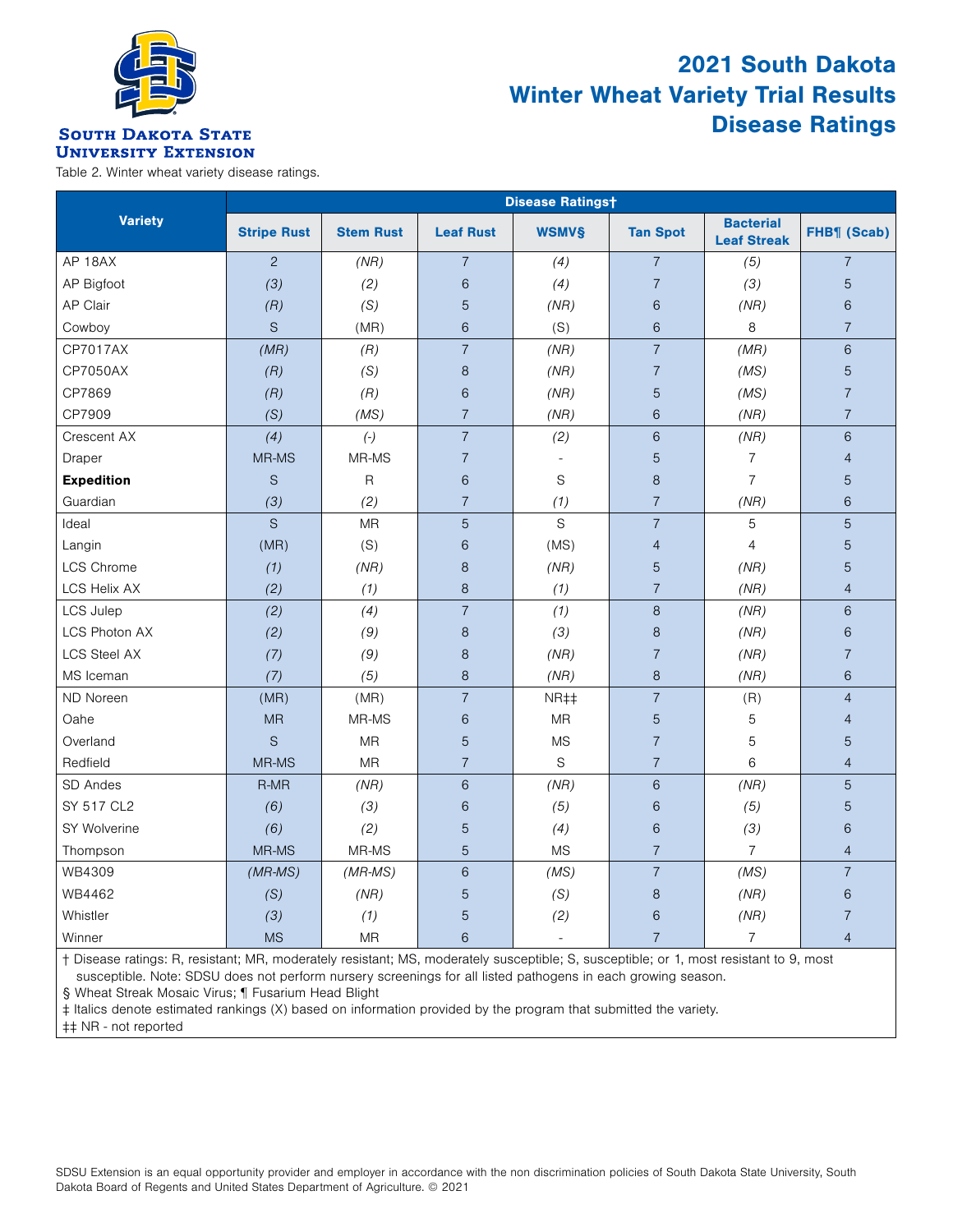SOUTH DAKOTA STATE UNIVERSITY EXTENSION

# 2021 South Dakota Winter Wheat Variety Trial Results Disease Ratings

Table 2. Winter wheat variety disease ratings.

| Variety | Disease Ratings† | | | | | | |
|---|---|---|---|---|---|---|---|
| | Stripe Rust | Stem Rust | Leaf Rust | WSMV§ | Tan Spot | Bacterial Leaf Streak | FHB¶ (Scab) |
| AP 18AX | 2 | *(NR)* | 7 | *(4)* | 7 | *(5)* | 7 |
| AP Bigfoot | *(3)* | *(2)* | 6 | *(4)* | 7 | *(3)* | 5 |
| AP Clair | *(R)* | *(S)* | 5 | *(NR)* | 6 | *(NR)* | 6 |
| Cowboy | S | (MR) | 6 | (S) | 6 | 8 | 7 |
| CP7017AX | *(MR)* | *(R)* | 7 | *(NR)* | 7 | *(MR)* | 6 |
| CP7050AX | *(R)* | *(S)* | 8 | *(NR)* | 7 | *(MS)* | 5 |
| CP7869 | *(R)* | *(R)* | 6 | *(NR)* | 5 | *(MS)* | 7 |
| CP7909 | *(S)* | *(MS)* | 7 | *(NR)* | 6 | *(NR)* | 7 |
| Crescent AX | *(4)* | *(-)* | 7 | *(2)* | 6 | *(NR)* | 6 |
| Draper | MR-MS | MR-MS | 7 | - | 5 | 7 | 4 |
| **Expedition** | S | R | 6 | S | 8 | 7 | 5 |
| Guardian | *(3)* | *(2)* | 7 | *(1)* | 7 | *(NR)* | 6 |
| Ideal | S | MR | 5 | S | 7 | 5 | 5 |
| Langin | (MR) | (S) | 6 | (MS) | 4 | 4 | 5 |
| LCS Chrome | *(1)* | *(NR)* | 8 | *(NR)* | 5 | *(NR)* | 5 |
| LCS Helix AX | *(2)* | *(1)* | 8 | *(1)* | 7 | *(NR)* | 4 |
| LCS Julep | *(2)* | *(4)* | 7 | *(1)* | 8 | *(NR)* | 6 |
| LCS Photon AX | *(2)* | *(9)* | 8 | *(3)* | 8 | *(NR)* | 6 |
| LCS Steel AX | *(7)* | *(9)* | 8 | *(NR)* | 7 | *(NR)* | 7 |
| MS Iceman | *(7)* | *(5)* | 8 | *(NR)* | 8 | *(NR)* | 6 |
| ND Noreen | (MR) | (MR) | 7 | NR‡‡ | 7 | (R) | 4 |
| Oahe | MR | MR-MS | 6 | MR | 5 | 5 | 4 |
| Overland | S | MR | 5 | MS | 7 | 5 | 5 |
| Redfield | MR-MS | MR | 7 | S | 7 | 6 | 4 |
| SD Andes | R-MR | *(NR)* | 6 | *(NR)* | 6 | *(NR)* | 5 |
| SY 517 CL2 | *(6)* | *(3)* | 6 | *(5)* | 6 | *(5)* | 5 |
| SY Wolverine | *(6)* | *(2)* | 5 | *(4)* | 6 | *(3)* | 6 |
| Thompson | MR-MS | MR-MS | 5 | MS | 7 | 7 | 4 |
| WB4309 | *(MR-MS)* | *(MR-MS)* | 6 | *(MS)* | 7 | *(MS)* | 7 |
| WB4462 | *(S)* | *(NR)* | 5 | *(S)* | 8 | *(NR)* | 6 |
| Whistler | *(3)* | *(1)* | 5 | *(2)* | 6 | *(NR)* | 7 |
| Winner | MS | MR | 6 | - | 7 | 7 | 4 |

† Disease ratings: R, resistant; MR, moderately resistant; MS, moderately susceptible; S, susceptible; or 1, most resistant to 9, most susceptible. Note: SDSU does not perform nursery screenings for all listed pathogens in each growing season.

§ Wheat Streak Mosaic Virus; ¶ Fusarium Head Blight

‡ Italics denote estimated rankings (X) based on information provided by the program that submitted the variety.

‡‡ NR - not reported

SDSU Extension is an equal opportunity provider and employer in accordance with the non discrimination policies of South Dakota State University, South Dakota Board of Regents and United States Department of Agriculture. © 2021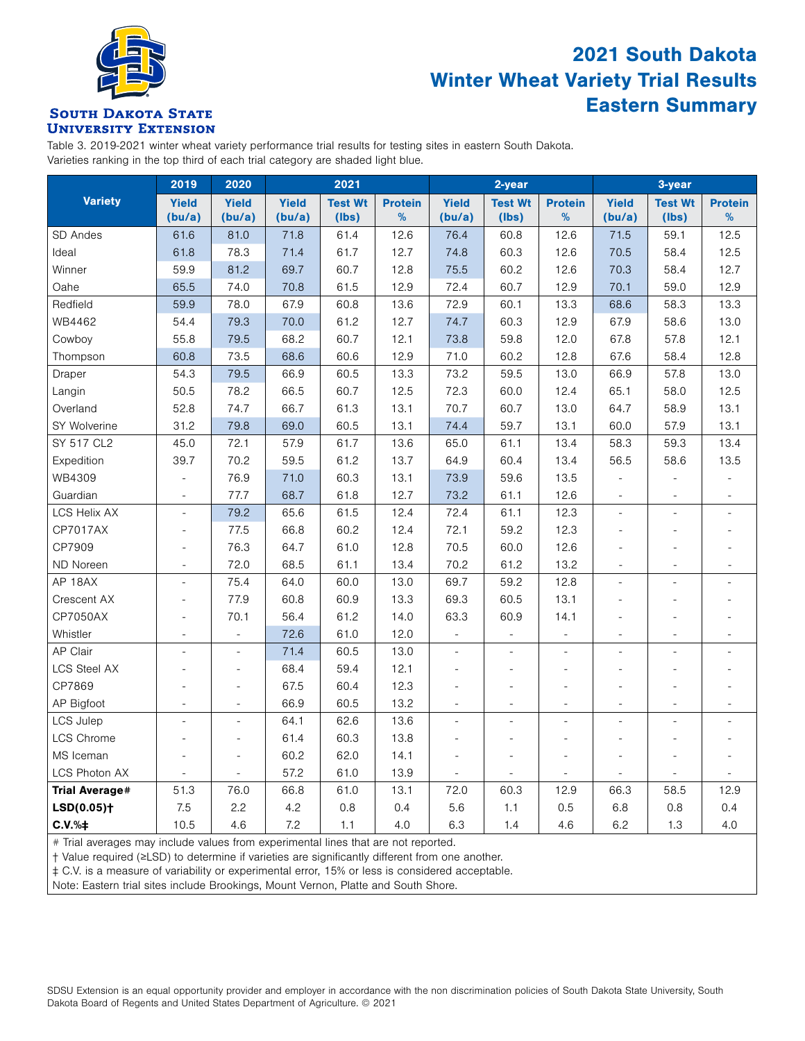**South Dakota State University Extension**

# 2021 South Dakota Winter Wheat Variety Trial Results Eastern Summary

Table 3. 2019-2021 winter wheat variety performance trial results for testing sites in eastern South Dakota. Varieties ranking in the top third of each trial category are shaded light blue.

| Variety | 2019 | 2020 | 2021 | | | 2-year | | | 3-year | | |
|---|---|---|---|---|---|---|---|---|---|---|---|
| | Yield (bu/a) | Yield (bu/a) | Yield (bu/a) | Test Wt (lbs) | Protein % | Yield (bu/a) | Test Wt (lbs) | Protein % | Yield (bu/a) | Test Wt (lbs) | Protein % |
| SD Andes | 61.6 | 81.0 | 71.8 | 61.4 | 12.6 | 76.4 | 60.8 | 12.6 | 71.5 | 59.1 | 12.5 |
| Ideal | 61.8 | 78.3 | 71.4 | 61.7 | 12.7 | 74.8 | 60.3 | 12.6 | 70.5 | 58.4 | 12.5 |
| Winner | 59.9 | 81.2 | 69.7 | 60.7 | 12.8 | 75.5 | 60.2 | 12.6 | 70.3 | 58.4 | 12.7 |
| Oahe | 65.5 | 74.0 | 70.8 | 61.5 | 12.9 | 72.4 | 60.7 | 12.9 | 70.1 | 59.0 | 12.9 |
| Redfield | 59.9 | 78.0 | 67.9 | 60.8 | 13.6 | 72.9 | 60.1 | 13.3 | 68.6 | 58.3 | 13.3 |
| WB4462 | 54.4 | 79.3 | 70.0 | 61.2 | 12.7 | 74.7 | 60.3 | 12.9 | 67.9 | 58.6 | 13.0 |
| Cowboy | 55.8 | 79.5 | 68.2 | 60.7 | 12.1 | 73.8 | 59.8 | 12.0 | 67.8 | 57.8 | 12.1 |
| Thompson | 60.8 | 73.5 | 68.6 | 60.6 | 12.9 | 71.0 | 60.2 | 12.8 | 67.6 | 58.4 | 12.8 |
| Draper | 54.3 | 79.5 | 66.9 | 60.5 | 13.3 | 73.2 | 59.5 | 13.0 | 66.9 | 57.8 | 13.0 |
| Langin | 50.5 | 78.2 | 66.5 | 60.7 | 12.5 | 72.3 | 60.0 | 12.4 | 65.1 | 58.0 | 12.5 |
| Overland | 52.8 | 74.7 | 66.7 | 61.3 | 13.1 | 70.7 | 60.7 | 13.0 | 64.7 | 58.9 | 13.1 |
| SY Wolverine | 31.2 | 79.8 | 69.0 | 60.5 | 13.1 | 74.4 | 59.7 | 13.1 | 60.0 | 57.9 | 13.1 |
| SY 517 CL2 | 45.0 | 72.1 | 57.9 | 61.7 | 13.6 | 65.0 | 61.1 | 13.4 | 58.3 | 59.3 | 13.4 |
| Expedition | 39.7 | 70.2 | 59.5 | 61.2 | 13.7 | 64.9 | 60.4 | 13.4 | 56.5 | 58.6 | 13.5 |
| WB4309 | - | 76.9 | 71.0 | 60.3 | 13.1 | 73.9 | 59.6 | 13.5 | - | - | - |
| Guardian | - | 77.7 | 68.7 | 61.8 | 12.7 | 73.2 | 61.1 | 12.6 | - | - | - |
| LCS Helix AX | - | 79.2 | 65.6 | 61.5 | 12.4 | 72.4 | 61.1 | 12.3 | - | - | - |
| CP7017AX | - | 77.5 | 66.8 | 60.2 | 12.4 | 72.1 | 59.2 | 12.3 | - | - | - |
| CP7909 | - | 76.3 | 64.7 | 61.0 | 12.8 | 70.5 | 60.0 | 12.6 | - | - | - |
| ND Noreen | - | 72.0 | 68.5 | 61.1 | 13.4 | 70.2 | 61.2 | 13.2 | - | - | - |
| AP 18AX | - | 75.4 | 64.0 | 60.0 | 13.0 | 69.7 | 59.2 | 12.8 | - | - | - |
| Crescent AX | - | 77.9 | 60.8 | 60.9 | 13.3 | 69.3 | 60.5 | 13.1 | - | - | - |
| CP7050AX | - | 70.1 | 56.4 | 61.2 | 14.0 | 63.3 | 60.9 | 14.1 | - | - | - |
| Whistler | - | - | 72.6 | 61.0 | 12.0 | - | - | - | - | - | - |
| AP Clair | - | - | 71.4 | 60.5 | 13.0 | - | - | - | - | - | - |
| LCS Steel AX | - | - | 68.4 | 59.4 | 12.1 | - | - | - | - | - | - |
| CP7869 | - | - | 67.5 | 60.4 | 12.3 | - | - | - | - | - | - |
| AP Bigfoot | - | - | 66.9 | 60.5 | 13.2 | - | - | - | - | - | - |
| LCS Julep | - | - | 64.1 | 62.6 | 13.6 | - | - | - | - | - | - |
| LCS Chrome | - | - | 61.4 | 60.3 | 13.8 | - | - | - | - | - | - |
| MS Iceman | - | - | 60.2 | 62.0 | 14.1 | - | - | - | - | - | - |
| LCS Photon AX | - | - | 57.2 | 61.0 | 13.9 | - | - | - | - | - | - |
| **Trial Average#** | 51.3 | 76.0 | 66.8 | 61.0 | 13.1 | 72.0 | 60.3 | 12.9 | 66.3 | 58.5 | 12.9 |
| **LSD(0.05)†** | 7.5 | 2.2 | 4.2 | 0.8 | 0.4 | 5.6 | 1.1 | 0.5 | 6.8 | 0.8 | 0.4 |
| **C.V.%‡** | 10.5 | 4.6 | 7.2 | 1.1 | 4.0 | 6.3 | 1.4 | 4.6 | 6.2 | 1.3 | 4.0 |

# Trial averages may include values from experimental lines that are not reported.
† Value required (≥LSD) to determine if varieties are significantly different from one another.
‡ C.V. is a measure of variability or experimental error, 15% or less is considered acceptable.
Note: Eastern trial sites include Brookings, Mount Vernon, Platte and South Shore.

SDSU Extension is an equal opportunity provider and employer in accordance with the non discrimination policies of South Dakota State University, South Dakota Board of Regents and United States Department of Agriculture. © 2021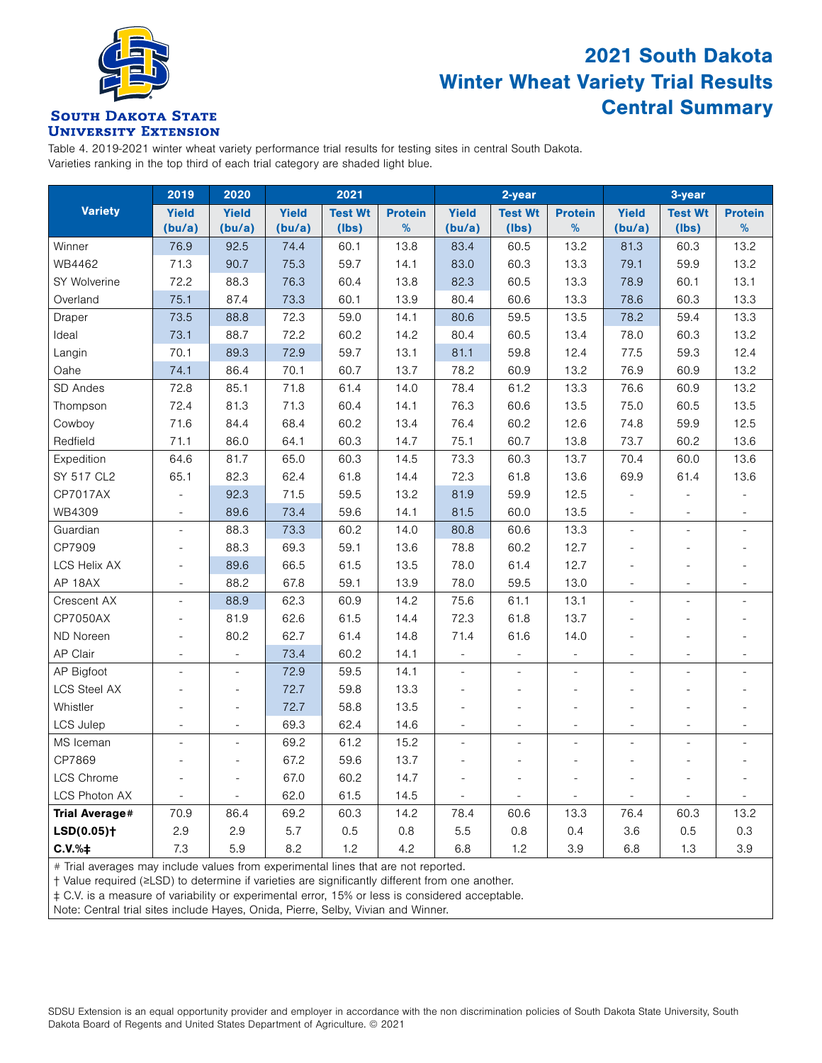**South Dakota State University Extension**

# 2021 South Dakota Winter Wheat Variety Trial Results Central Summary

Table 4. 2019-2021 winter wheat variety performance trial results for testing sites in central South Dakota. Varieties ranking in the top third of each trial category are shaded light blue.

| Variety | 2019 | 2020 | 2021 | | | 2-year | | | 3-year | | |
|---|---|---|---|---|---|---|---|---|---|---|---|
| | Yield (bu/a) | Yield (bu/a) | Yield (bu/a) | Test Wt (lbs) | Protein % | Yield (bu/a) | Test Wt (lbs) | Protein % | Yield (bu/a) | Test Wt (lbs) | Protein % |
| Winner | 76.9 | 92.5 | 74.4 | 60.1 | 13.8 | 83.4 | 60.5 | 13.2 | 81.3 | 60.3 | 13.2 |
| WB4462 | 71.3 | 90.7 | 75.3 | 59.7 | 14.1 | 83.0 | 60.3 | 13.3 | 79.1 | 59.9 | 13.2 |
| SY Wolverine | 72.2 | 88.3 | 76.3 | 60.4 | 13.8 | 82.3 | 60.5 | 13.3 | 78.9 | 60.1 | 13.1 |
| Overland | 75.1 | 87.4 | 73.3 | 60.1 | 13.9 | 80.4 | 60.6 | 13.3 | 78.6 | 60.3 | 13.3 |
| Draper | 73.5 | 88.8 | 72.3 | 59.0 | 14.1 | 80.6 | 59.5 | 13.5 | 78.2 | 59.4 | 13.3 |
| Ideal | 73.1 | 88.7 | 72.2 | 60.2 | 14.2 | 80.4 | 60.5 | 13.4 | 78.0 | 60.3 | 13.2 |
| Langin | 70.1 | 89.3 | 72.9 | 59.7 | 13.1 | 81.1 | 59.8 | 12.4 | 77.5 | 59.3 | 12.4 |
| Oahe | 74.1 | 86.4 | 70.1 | 60.7 | 13.7 | 78.2 | 60.9 | 13.2 | 76.9 | 60.9 | 13.2 |
| SD Andes | 72.8 | 85.1 | 71.8 | 61.4 | 14.0 | 78.4 | 61.2 | 13.3 | 76.6 | 60.9 | 13.2 |
| Thompson | 72.4 | 81.3 | 71.3 | 60.4 | 14.1 | 76.3 | 60.6 | 13.5 | 75.0 | 60.5 | 13.5 |
| Cowboy | 71.6 | 84.4 | 68.4 | 60.2 | 13.4 | 76.4 | 60.2 | 12.6 | 74.8 | 59.9 | 12.5 |
| Redfield | 71.1 | 86.0 | 64.1 | 60.3 | 14.7 | 75.1 | 60.7 | 13.8 | 73.7 | 60.2 | 13.6 |
| Expedition | 64.6 | 81.7 | 65.0 | 60.3 | 14.5 | 73.3 | 60.3 | 13.7 | 70.4 | 60.0 | 13.6 |
| SY 517 CL2 | 65.1 | 82.3 | 62.4 | 61.8 | 14.4 | 72.3 | 61.8 | 13.6 | 69.9 | 61.4 | 13.6 |
| CP7017AX | - | 92.3 | 71.5 | 59.5 | 13.2 | 81.9 | 59.9 | 12.5 | - | - | - |
| WB4309 | - | 89.6 | 73.4 | 59.6 | 14.1 | 81.5 | 60.0 | 13.5 | - | - | - |
| Guardian | - | 88.3 | 73.3 | 60.2 | 14.0 | 80.8 | 60.6 | 13.3 | - | - | - |
| CP7909 | - | 88.3 | 69.3 | 59.1 | 13.6 | 78.8 | 60.2 | 12.7 | - | - | - |
| LCS Helix AX | - | 89.6 | 66.5 | 61.5 | 13.5 | 78.0 | 61.4 | 12.7 | - | - | - |
| AP 18AX | - | 88.2 | 67.8 | 59.1 | 13.9 | 78.0 | 59.5 | 13.0 | - | - | - |
| Crescent AX | - | 88.9 | 62.3 | 60.9 | 14.2 | 75.6 | 61.1 | 13.1 | - | - | - |
| CP7050AX | - | 81.9 | 62.6 | 61.5 | 14.4 | 72.3 | 61.8 | 13.7 | - | - | - |
| ND Noreen | - | 80.2 | 62.7 | 61.4 | 14.8 | 71.4 | 61.6 | 14.0 | - | - | - |
| AP Clair | - | - | 73.4 | 60.2 | 14.1 | - | - | - | - | - | - |
| AP Bigfoot | - | - | 72.9 | 59.5 | 14.1 | - | - | - | - | - | - |
| LCS Steel AX | - | - | 72.7 | 59.8 | 13.3 | - | - | - | - | - | - |
| Whistler | - | - | 72.7 | 58.8 | 13.5 | - | - | - | - | - | - |
| LCS Julep | - | - | 69.3 | 62.4 | 14.6 | - | - | - | - | - | - |
| MS Iceman | - | - | 69.2 | 61.2 | 15.2 | - | - | - | - | - | - |
| CP7869 | - | - | 67.2 | 59.6 | 13.7 | - | - | - | - | - | - |
| LCS Chrome | - | - | 67.0 | 60.2 | 14.7 | - | - | - | - | - | - |
| LCS Photon AX | - | - | 62.0 | 61.5 | 14.5 | - | - | - | - | - | - |
| **Trial Average#** | 70.9 | 86.4 | 69.2 | 60.3 | 14.2 | 78.4 | 60.6 | 13.3 | 76.4 | 60.3 | 13.2 |
| **LSD(0.05)†** | 2.9 | 2.9 | 5.7 | 0.5 | 0.8 | 5.5 | 0.8 | 0.4 | 3.6 | 0.5 | 0.3 |
| **C.V.%‡** | 7.3 | 5.9 | 8.2 | 1.2 | 4.2 | 6.8 | 1.2 | 3.9 | 6.8 | 1.3 | 3.9 |

# Trial averages may include values from experimental lines that are not reported.
† Value required (≥LSD) to determine if varieties are significantly different from one another.
‡ C.V. is a measure of variability or experimental error, 15% or less is considered acceptable.
Note: Central trial sites include Hayes, Onida, Pierre, Selby, Vivian and Winner.

SDSU Extension is an equal opportunity provider and employer in accordance with the non discrimination policies of South Dakota State University, South Dakota Board of Regents and United States Department of Agriculture. © 2021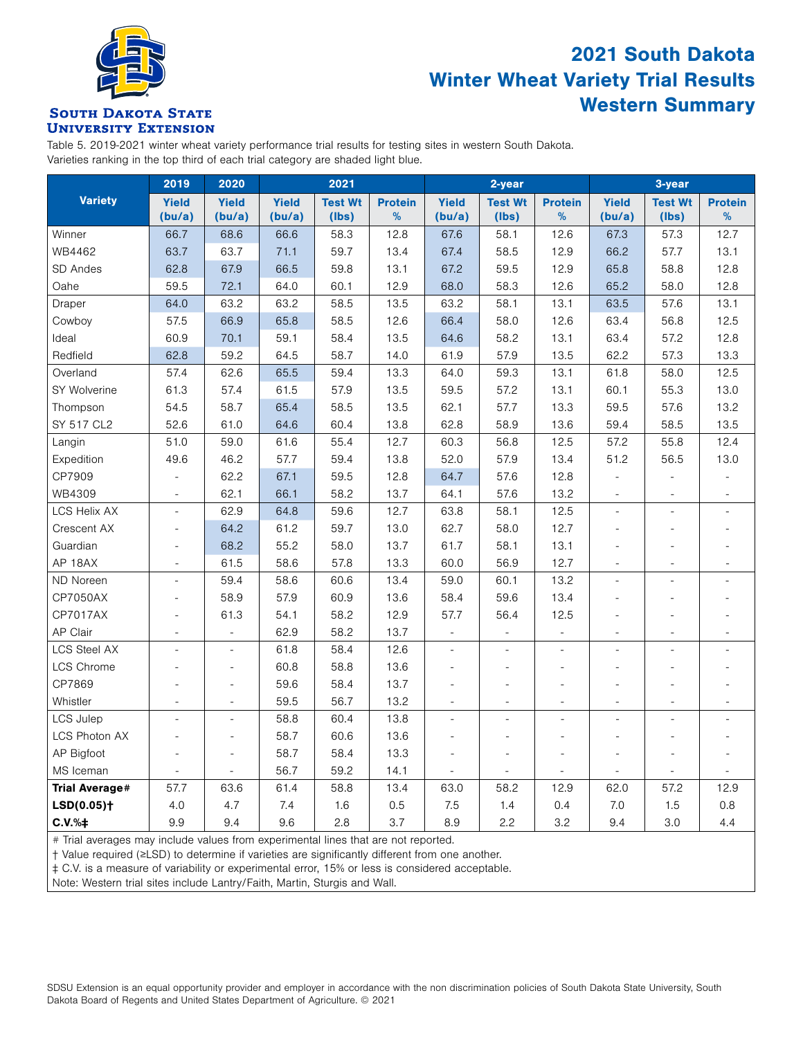# 2021 South Dakota Winter Wheat Variety Trial Results Western Summary

South Dakota State University Extension

Table 5. 2019-2021 winter wheat variety performance trial results for testing sites in western South Dakota. Varieties ranking in the top third of each trial category are shaded light blue.

| Variety | 2019 | 2020 | 2021 | | | 2-year | | | 3-year | | |
|---|---|---|---|---|---|---|---|---|---|---|---|
| | Yield (bu/a) | Yield (bu/a) | Yield (bu/a) | Test Wt (lbs) | Protein % | Yield (bu/a) | Test Wt (lbs) | Protein % | Yield (bu/a) | Test Wt (lbs) | Protein % |
| Winner | 66.7 | 68.6 | 66.6 | 58.3 | 12.8 | 67.6 | 58.1 | 12.6 | 67.3 | 57.3 | 12.7 |
| WB4462 | 63.7 | 63.7 | 71.1 | 59.7 | 13.4 | 67.4 | 58.5 | 12.9 | 66.2 | 57.7 | 13.1 |
| SD Andes | 62.8 | 67.9 | 66.5 | 59.8 | 13.1 | 67.2 | 59.5 | 12.9 | 65.8 | 58.8 | 12.8 |
| Oahe | 59.5 | 72.1 | 64.0 | 60.1 | 12.9 | 68.0 | 58.3 | 12.6 | 65.2 | 58.0 | 12.8 |
| Draper | 64.0 | 63.2 | 63.2 | 58.5 | 13.5 | 63.2 | 58.1 | 13.1 | 63.5 | 57.6 | 13.1 |
| Cowboy | 57.5 | 66.9 | 65.8 | 58.5 | 12.6 | 66.4 | 58.0 | 12.6 | 63.4 | 56.8 | 12.5 |
| Ideal | 60.9 | 70.1 | 59.1 | 58.4 | 13.5 | 64.6 | 58.2 | 13.1 | 63.4 | 57.2 | 12.8 |
| Redfield | 62.8 | 59.2 | 64.5 | 58.7 | 14.0 | 61.9 | 57.9 | 13.5 | 62.2 | 57.3 | 13.3 |
| Overland | 57.4 | 62.6 | 65.5 | 59.4 | 13.3 | 64.0 | 59.3 | 13.1 | 61.8 | 58.0 | 12.5 |
| SY Wolverine | 61.3 | 57.4 | 61.5 | 57.9 | 13.5 | 59.5 | 57.2 | 13.1 | 60.1 | 55.3 | 13.0 |
| Thompson | 54.5 | 58.7 | 65.4 | 58.5 | 13.5 | 62.1 | 57.7 | 13.3 | 59.5 | 57.6 | 13.2 |
| SY 517 CL2 | 52.6 | 61.0 | 64.6 | 60.4 | 13.8 | 62.8 | 58.9 | 13.6 | 59.4 | 58.5 | 13.5 |
| Langin | 51.0 | 59.0 | 61.6 | 55.4 | 12.7 | 60.3 | 56.8 | 12.5 | 57.2 | 55.8 | 12.4 |
| Expedition | 49.6 | 46.2 | 57.7 | 59.4 | 13.8 | 52.0 | 57.9 | 13.4 | 51.2 | 56.5 | 13.0 |
| CP7909 | - | 62.2 | 67.1 | 59.5 | 12.8 | 64.7 | 57.6 | 12.8 | - | - | - |
| WB4309 | - | 62.1 | 66.1 | 58.2 | 13.7 | 64.1 | 57.6 | 13.2 | - | - | - |
| LCS Helix AX | - | 62.9 | 64.8 | 59.6 | 12.7 | 63.8 | 58.1 | 12.5 | - | - | - |
| Crescent AX | - | 64.2 | 61.2 | 59.7 | 13.0 | 62.7 | 58.0 | 12.7 | - | - | - |
| Guardian | - | 68.2 | 55.2 | 58.0 | 13.7 | 61.7 | 58.1 | 13.1 | - | - | - |
| AP 18AX | - | 61.5 | 58.6 | 57.8 | 13.3 | 60.0 | 56.9 | 12.7 | - | - | - |
| ND Noreen | - | 59.4 | 58.6 | 60.6 | 13.4 | 59.0 | 60.1 | 13.2 | - | - | - |
| CP7050AX | - | 58.9 | 57.9 | 60.9 | 13.6 | 58.4 | 59.6 | 13.4 | - | - | - |
| CP7017AX | - | 61.3 | 54.1 | 58.2 | 12.9 | 57.7 | 56.4 | 12.5 | - | - | - |
| AP Clair | - | - | 62.9 | 58.2 | 13.7 | - | - | - | - | - | - |
| LCS Steel AX | - | - | 61.8 | 58.4 | 12.6 | - | - | - | - | - | - |
| LCS Chrome | - | - | 60.8 | 58.8 | 13.6 | - | - | - | - | - | - |
| CP7869 | - | - | 59.6 | 58.4 | 13.7 | - | - | - | - | - | - |
| Whistler | - | - | 59.5 | 56.7 | 13.2 | - | - | - | - | - | - |
| LCS Julep | - | - | 58.8 | 60.4 | 13.8 | - | - | - | - | - | - |
| LCS Photon AX | - | - | 58.7 | 60.6 | 13.6 | - | - | - | - | - | - |
| AP Bigfoot | - | - | 58.7 | 58.4 | 13.3 | - | - | - | - | - | - |
| MS Iceman | - | - | 56.7 | 59.2 | 14.1 | - | - | - | - | - | - |
| **Trial Average#** | 57.7 | 63.6 | 61.4 | 58.8 | 13.4 | 63.0 | 58.2 | 12.9 | 62.0 | 57.2 | 12.9 |
| **LSD(0.05)†** | 4.0 | 4.7 | 7.4 | 1.6 | 0.5 | 7.5 | 1.4 | 0.4 | 7.0 | 1.5 | 0.8 |
| **C.V.%‡** | 9.9 | 9.4 | 9.6 | 2.8 | 3.7 | 8.9 | 2.2 | 3.2 | 9.4 | 3.0 | 4.4 |

# Trial averages may include values from experimental lines that are not reported.
† Value required (≥LSD) to determine if varieties are significantly different from one another.
‡ C.V. is a measure of variability or experimental error, 15% or less is considered acceptable.
Note: Western trial sites include Lantry/Faith, Martin, Sturgis and Wall.

SDSU Extension is an equal opportunity provider and employer in accordance with the non discrimination policies of South Dakota State University, South Dakota Board of Regents and United States Department of Agriculture. © 2021